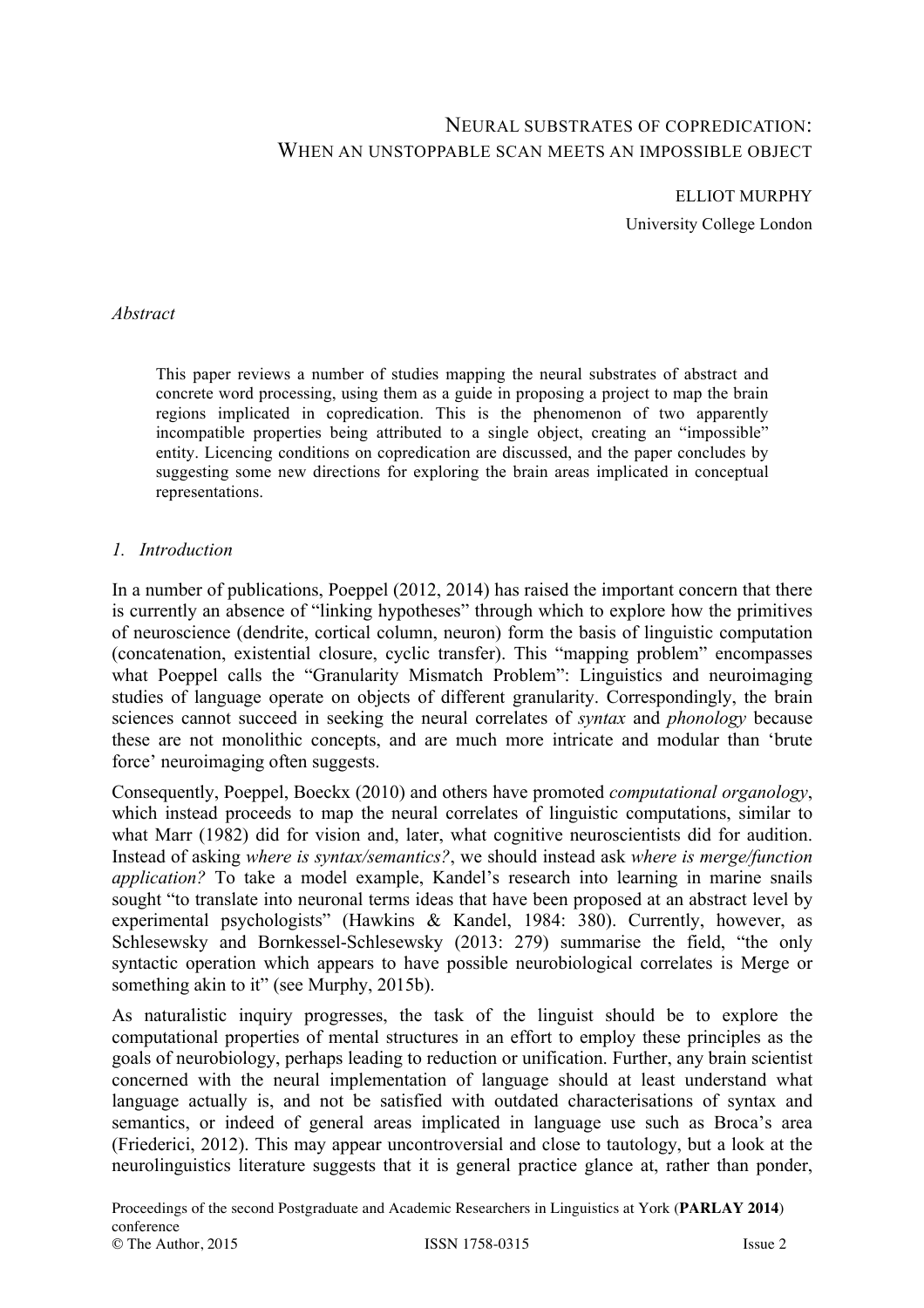# NEURAL SUBSTRATES OF COPREDICATION: WHEN AN UNSTOPPABLE SCAN MEETS AN IMPOSSIBLE OBJECT

ELLIOT MURPHY

University College London

*Abstract*

> This paper reviews a number of studies mapping the neural substrates of abstract and concrete word processing, using them as a guide in proposing a project to map the brain regions implicated in copredication. This is the phenomenon of two apparently incompatible properties being attributed to a single object, creating an "impossible" entity. Licencing conditions on copredication are discussed, and the paper concludes by suggesting some new directions for exploring the brain areas implicated in conceptual representations.

## *1. Introduction*

In a number of publications, Poeppel (2012, 2014) has raised the important concern that there is currently an absence of "linking hypotheses" through which to explore how the primitives of neuroscience (dendrite, cortical column, neuron) form the basis of linguistic computation (concatenation, existential closure, cyclic transfer). This "mapping problem" encompasses what Poeppel calls the "Granularity Mismatch Problem": Linguistics and neuroimaging studies of language operate on objects of different granularity. Correspondingly, the brain sciences cannot succeed in seeking the neural correlates of *syntax* and *phonology* because these are not monolithic concepts, and are much more intricate and modular than 'brute force' neuroimaging often suggests.

Consequently, Poeppel, Boeckx (2010) and others have promoted *computational organology*, which instead proceeds to map the neural correlates of linguistic computations, similar to what Marr (1982) did for vision and, later, what cognitive neuroscientists did for audition. Instead of asking *where is syntax/semantics?*, we should instead ask *where is merge/function application?* To take a model example, Kandel's research into learning in marine snails sought "to translate into neuronal terms ideas that have been proposed at an abstract level by experimental psychologists" (Hawkins & Kandel, 1984: 380). Currently, however, as Schlesewsky and Bornkessel-Schlesewsky (2013: 279) summarise the field, "the only syntactic operation which appears to have possible neurobiological correlates is Merge or something akin to it" (see Murphy, 2015b).

As naturalistic inquiry progresses, the task of the linguist should be to explore the computational properties of mental structures in an effort to employ these principles as the goals of neurobiology, perhaps leading to reduction or unification. Further, any brain scientist concerned with the neural implementation of language should at least understand what language actually is, and not be satisfied with outdated characterisations of syntax and semantics, or indeed of general areas implicated in language use such as Broca's area (Friederici, 2012). This may appear uncontroversial and close to tautology, but a look at the neurolinguistics literature suggests that it is general practice glance at, rather than ponder,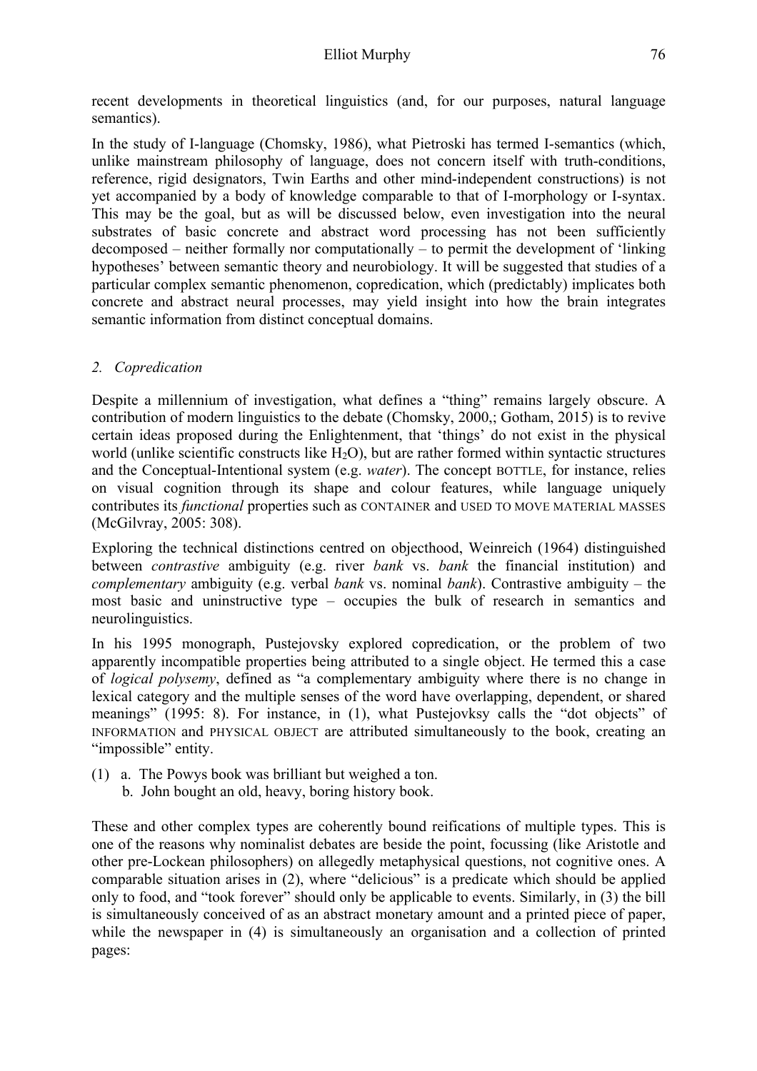recent developments in theoretical linguistics (and, for our purposes, natural language semantics).

In the study of I-language (Chomsky, 1986), what Pietroski has termed I-semantics (which, unlike mainstream philosophy of language, does not concern itself with truth-conditions, reference, rigid designators, Twin Earths and other mind-independent constructions) is not yet accompanied by a body of knowledge comparable to that of I-morphology or I-syntax. This may be the goal, but as will be discussed below, even investigation into the neural substrates of basic concrete and abstract word processing has not been sufficiently decomposed – neither formally nor computationally – to permit the development of 'linking hypotheses' between semantic theory and neurobiology. It will be suggested that studies of a particular complex semantic phenomenon, copredication, which (predictably) implicates both concrete and abstract neural processes, may yield insight into how the brain integrates semantic information from distinct conceptual domains.

## *2. Copredication*

Despite a millennium of investigation, what defines a "thing" remains largely obscure. A contribution of modern linguistics to the debate (Chomsky, 2000,; Gotham, 2015) is to revive certain ideas proposed during the Enlightenment, that 'things' do not exist in the physical world (unlike scientific constructs like $H_2O$), but are rather formed within syntactic structures and the Conceptual-Intentional system (e.g. *water*). The concept BOTTLE, for instance, relies on visual cognition through its shape and colour features, while language uniquely contributes its *functional* properties such as CONTAINER and USED TO MOVE MATERIAL MASSES (McGilvray, 2005: 308).

Exploring the technical distinctions centred on objecthood, Weinreich (1964) distinguished between *contrastive* ambiguity (e.g. river *bank* vs. *bank* the financial institution) and *complementary* ambiguity (e.g. verbal *bank* vs. nominal *bank*). Contrastive ambiguity – the most basic and uninstructive type – occupies the bulk of research in semantics and neurolinguistics.

In his 1995 monograph, Pustejovsky explored copredication, or the problem of two apparently incompatible properties being attributed to a single object. He termed this a case of *logical polysemy*, defined as "a complementary ambiguity where there is no change in lexical category and the multiple senses of the word have overlapping, dependent, or shared meanings" (1995: 8). For instance, in (1), what Pustejovksy calls the "dot objects" of INFORMATION and PHYSICAL OBJECT are attributed simultaneously to the book, creating an "impossible" entity.

(1) a. The Powys book was brilliant but weighed a ton.
    b. John bought an old, heavy, boring history book.

These and other complex types are coherently bound reifications of multiple types. This is one of the reasons why nominalist debates are beside the point, focussing (like Aristotle and other pre-Lockean philosophers) on allegedly metaphysical questions, not cognitive ones. A comparable situation arises in (2), where "delicious" is a predicate which should be applied only to food, and "took forever" should only be applicable to events. Similarly, in (3) the bill is simultaneously conceived of as an abstract monetary amount and a printed piece of paper, while the newspaper in (4) is simultaneously an organisation and a collection of printed pages: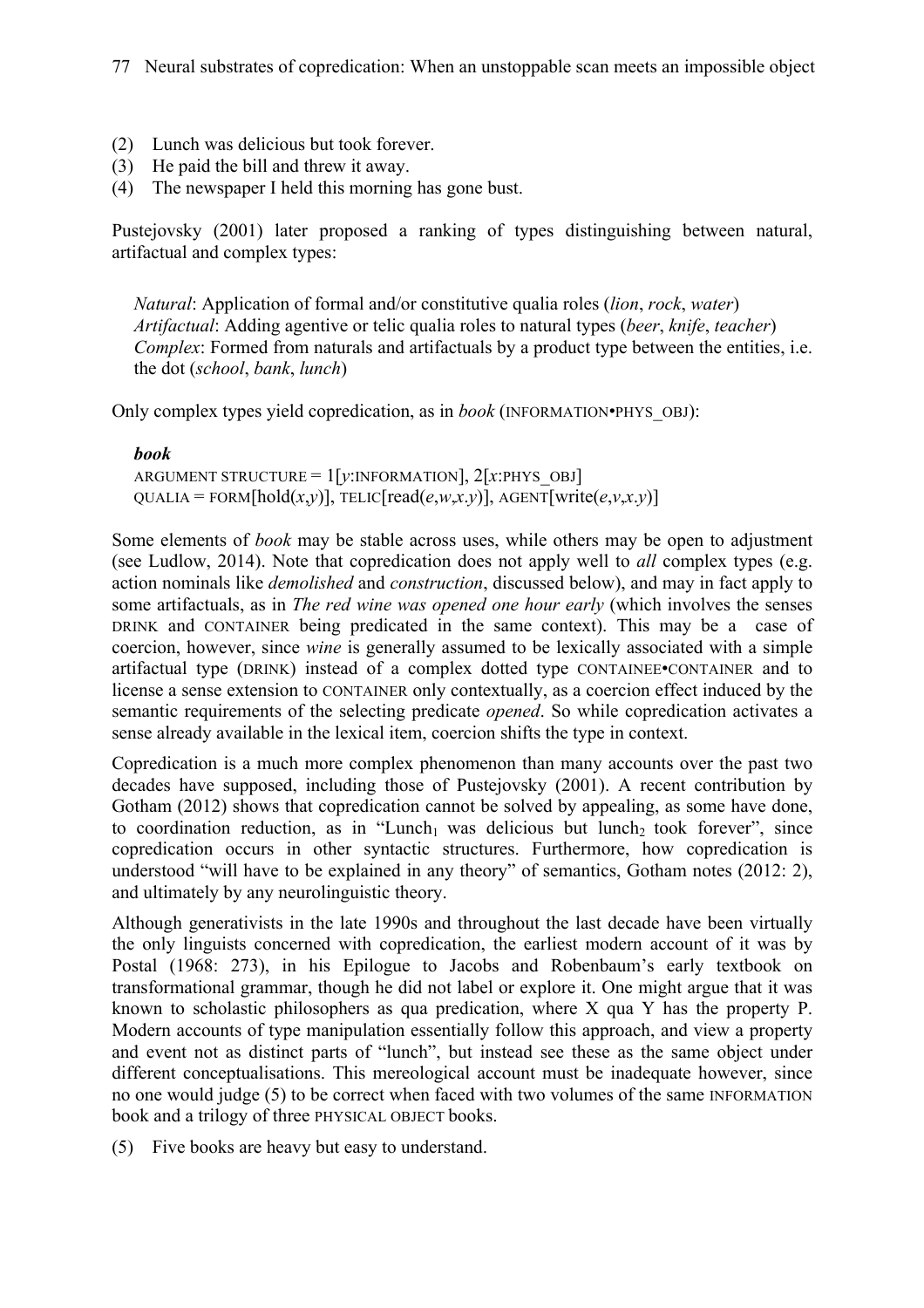(2) Lunch was delicious but took forever.
(3) He paid the bill and threw it away.
(4) The newspaper I held this morning has gone bust.

Pustejovsky (2001) later proposed a ranking of types distinguishing between natural, artifactual and complex types:

> *Natural*: Application of formal and/or constitutive qualia roles (*lion*, *rock*, *water*)
> *Artifactual*: Adding agentive or telic qualia roles to natural types (*beer*, *knife*, *teacher*)
> *Complex*: Formed from naturals and artifactuals by a product type between the entities, i.e. the dot (*school*, *bank*, *lunch*)

Only complex types yield copredication, as in *book* (INFORMATION•PHYS_OBJ):

> ***book***
> ARGUMENT STRUCTURE = 1[*y*:INFORMATION], 2[*x*:PHYS_OBJ]
> QUALIA = FORM[hold(*x*,*y*)], TELIC[read(*e*,*w*,*x*.*y*)], AGENT[write(*e*,*v*,*x*.*y*)]

Some elements of *book* may be stable across uses, while others may be open to adjustment (see Ludlow, 2014). Note that copredication does not apply well to *all* complex types (e.g. action nominals like *demolished* and *construction*, discussed below), and may in fact apply to some artifactuals, as in *The red wine was opened one hour early* (which involves the senses DRINK and CONTAINER being predicated in the same context). This may be a case of coercion, however, since *wine* is generally assumed to be lexically associated with a simple artifactual type (DRINK) instead of a complex dotted type CONTAINEE•CONTAINER and to license a sense extension to CONTAINER only contextually, as a coercion effect induced by the semantic requirements of the selecting predicate *opened*. So while copredication activates a sense already available in the lexical item, coercion shifts the type in context.

Copredication is a much more complex phenomenon than many accounts over the past two decades have supposed, including those of Pustejovsky (2001). A recent contribution by Gotham (2012) shows that copredication cannot be solved by appealing, as some have done, to coordination reduction, as in "Lunch$_1$ was delicious but lunch$_2$ took forever", since copredication occurs in other syntactic structures. Furthermore, how copredication is understood "will have to be explained in any theory" of semantics, Gotham notes (2012: 2), and ultimately by any neurolinguistic theory.

Although generativists in the late 1990s and throughout the last decade have been virtually the only linguists concerned with copredication, the earliest modern account of it was by Postal (1968: 273), in his Epilogue to Jacobs and Robenbaum's early textbook on transformational grammar, though he did not label or explore it. One might argue that it was known to scholastic philosophers as qua predication, where X qua Y has the property P. Modern accounts of type manipulation essentially follow this approach, and view a property and event not as distinct parts of "lunch", but instead see these as the same object under different conceptualisations. This mereological account must be inadequate however, since no one would judge (5) to be correct when faced with two volumes of the same INFORMATION book and a trilogy of three PHYSICAL OBJECT books.

(5) Five books are heavy but easy to understand.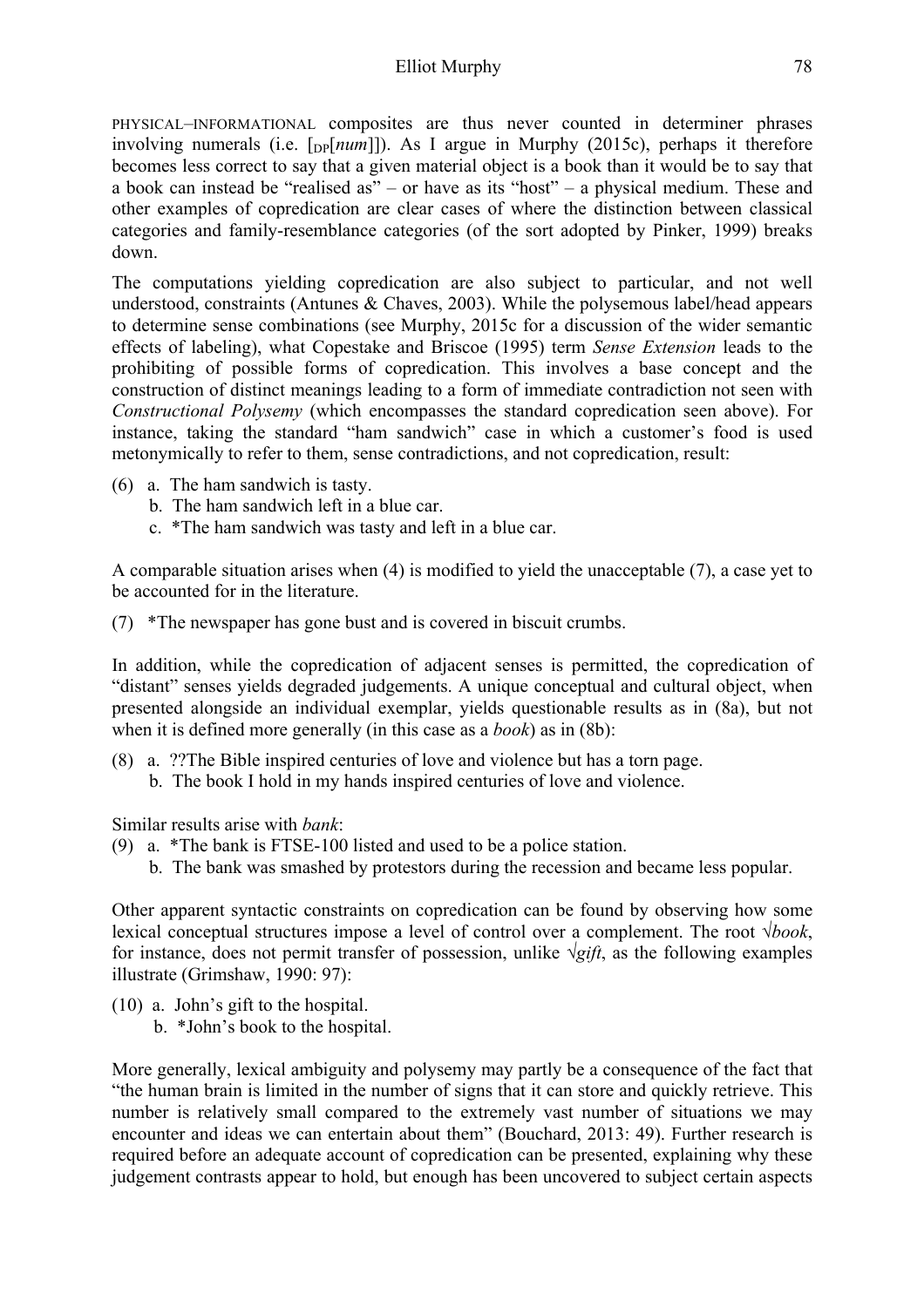PHYSICAL–INFORMATIONAL composites are thus never counted in determiner phrases involving numerals (i.e. $[_{DP}[num]]$). As I argue in Murphy (2015c), perhaps it therefore becomes less correct to say that a given material object is a book than it would be to say that a book can instead be "realised as" – or have as its "host" – a physical medium. These and other examples of copredication are clear cases of where the distinction between classical categories and family-resemblance categories (of the sort adopted by Pinker, 1999) breaks down.

The computations yielding copredication are also subject to particular, and not well understood, constraints (Antunes & Chaves, 2003). While the polysemous label/head appears to determine sense combinations (see Murphy, 2015c for a discussion of the wider semantic effects of labeling), what Copestake and Briscoe (1995) term *Sense Extension* leads to the prohibiting of possible forms of copredication. This involves a base concept and the construction of distinct meanings leading to a form of immediate contradiction not seen with *Constructional Polysemy* (which encompasses the standard copredication seen above). For instance, taking the standard "ham sandwich" case in which a customer's food is used metonymically to refer to them, sense contradictions, and not copredication, result:

(6) a. The ham sandwich is tasty.
    b. The ham sandwich left in a blue car.
    c. *The ham sandwich was tasty and left in a blue car.

A comparable situation arises when (4) is modified to yield the unacceptable (7), a case yet to be accounted for in the literature.

(7) *The newspaper has gone bust and is covered in biscuit crumbs.

In addition, while the copredication of adjacent senses is permitted, the copredication of "distant" senses yields degraded judgements. A unique conceptual and cultural object, when presented alongside an individual exemplar, yields questionable results as in (8a), but not when it is defined more generally (in this case as a *book*) as in (8b):

(8) a. ??The Bible inspired centuries of love and violence but has a torn page.
    b. The book I hold in my hands inspired centuries of love and violence.

Similar results arise with *bank*:

(9) a. *The bank is FTSE-100 listed and used to be a police station.
    b. The bank was smashed by protestors during the recession and became less popular.

Other apparent syntactic constraints on copredication can be found by observing how some lexical conceptual structures impose a level of control over a complement. The root √*book*, for instance, does not permit transfer of possession, unlike √*gift*, as the following examples illustrate (Grimshaw, 1990: 97):

(10) a. John's gift to the hospital.
     b. *John's book to the hospital.

More generally, lexical ambiguity and polysemy may partly be a consequence of the fact that "the human brain is limited in the number of signs that it can store and quickly retrieve. This number is relatively small compared to the extremely vast number of situations we may encounter and ideas we can entertain about them" (Bouchard, 2013: 49). Further research is required before an adequate account of copredication can be presented, explaining why these judgement contrasts appear to hold, but enough has been uncovered to subject certain aspects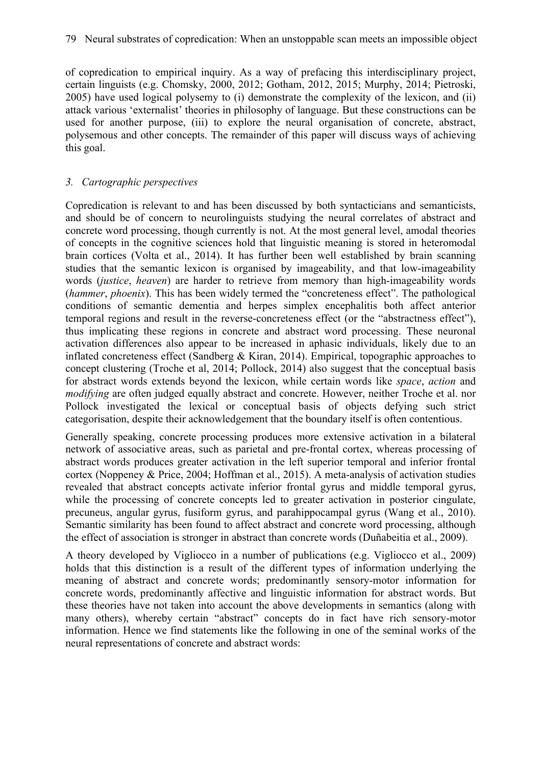of copredication to empirical inquiry. As a way of prefacing this interdisciplinary project, certain linguists (e.g. Chomsky, 2000, 2012; Gotham, 2012, 2015; Murphy, 2014; Pietroski, 2005) have used logical polysemy to (i) demonstrate the complexity of the lexicon, and (ii) attack various 'externalist' theories in philosophy of language. But these constructions can be used for another purpose, (iii) to explore the neural organisation of concrete, abstract, polysemous and other concepts. The remainder of this paper will discuss ways of achieving this goal.

## *3. Cartographic perspectives*

Copredication is relevant to and has been discussed by both syntacticians and semanticists, and should be of concern to neurolinguists studying the neural correlates of abstract and concrete word processing, though currently is not. At the most general level, amodal theories of concepts in the cognitive sciences hold that linguistic meaning is stored in heteromodal brain cortices (Volta et al., 2014). It has further been well established by brain scanning studies that the semantic lexicon is organised by imageability, and that low-imageability words (*justice*, *heaven*) are harder to retrieve from memory than high-imageability words (*hammer*, *phoenix*). This has been widely termed the "concreteness effect". The pathological conditions of semantic dementia and herpes simplex encephalitis both affect anterior temporal regions and result in the reverse-concreteness effect (or the "abstractness effect"), thus implicating these regions in concrete and abstract word processing. These neuronal activation differences also appear to be increased in aphasic individuals, likely due to an inflated concreteness effect (Sandberg & Kiran, 2014). Empirical, topographic approaches to concept clustering (Troche et al, 2014; Pollock, 2014) also suggest that the conceptual basis for abstract words extends beyond the lexicon, while certain words like *space*, *action* and *modifying* are often judged equally abstract and concrete. However, neither Troche et al. nor Pollock investigated the lexical or conceptual basis of objects defying such strict categorisation, despite their acknowledgement that the boundary itself is often contentious.

Generally speaking, concrete processing produces more extensive activation in a bilateral network of associative areas, such as parietal and pre-frontal cortex, whereas processing of abstract words produces greater activation in the left superior temporal and inferior frontal cortex (Noppeney & Price, 2004; Hoffman et al., 2015). A meta-analysis of activation studies revealed that abstract concepts activate inferior frontal gyrus and middle temporal gyrus, while the processing of concrete concepts led to greater activation in posterior cingulate, precuneus, angular gyrus, fusiform gyrus, and parahippocampal gyrus (Wang et al., 2010). Semantic similarity has been found to affect abstract and concrete word processing, although the effect of association is stronger in abstract than concrete words (Duñabeitia et al., 2009).

A theory developed by Vigliocco in a number of publications (e.g. Vigliocco et al., 2009) holds that this distinction is a result of the different types of information underlying the meaning of abstract and concrete words; predominantly sensory-motor information for concrete words, predominantly affective and linguistic information for abstract words. But these theories have not taken into account the above developments in semantics (along with many others), whereby certain "abstract" concepts do in fact have rich sensory-motor information. Hence we find statements like the following in one of the seminal works of the neural representations of concrete and abstract words: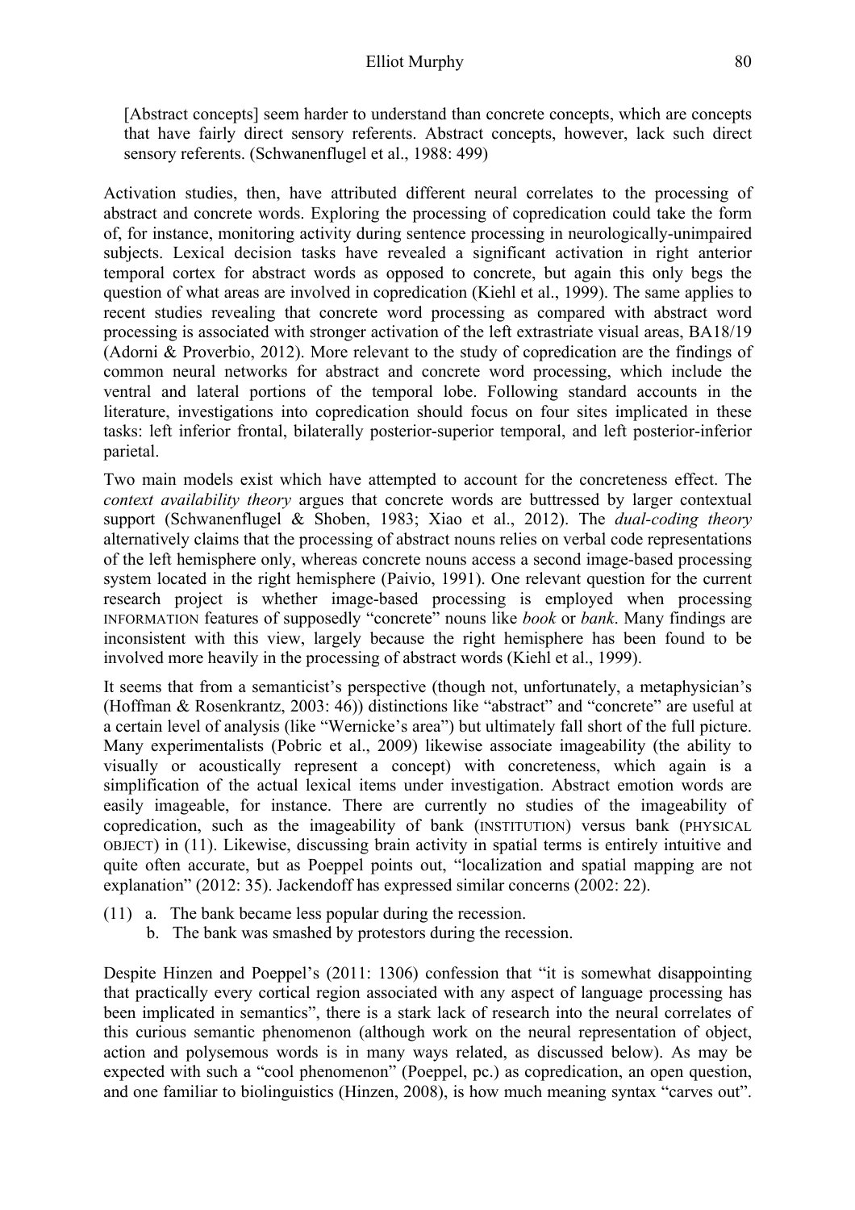> [Abstract concepts] seem harder to understand than concrete concepts, which are concepts that have fairly direct sensory referents. Abstract concepts, however, lack such direct sensory referents. (Schwanenflugel et al., 1988: 499)

Activation studies, then, have attributed different neural correlates to the processing of abstract and concrete words. Exploring the processing of copredication could take the form of, for instance, monitoring activity during sentence processing in neurologically-unimpaired subjects. Lexical decision tasks have revealed a significant activation in right anterior temporal cortex for abstract words as opposed to concrete, but again this only begs the question of what areas are involved in copredication (Kiehl et al., 1999). The same applies to recent studies revealing that concrete word processing as compared with abstract word processing is associated with stronger activation of the left extrastriate visual areas, BA18/19 (Adorni & Proverbio, 2012). More relevant to the study of copredication are the findings of common neural networks for abstract and concrete word processing, which include the ventral and lateral portions of the temporal lobe. Following standard accounts in the literature, investigations into copredication should focus on four sites implicated in these tasks: left inferior frontal, bilaterally posterior-superior temporal, and left posterior-inferior parietal.

Two main models exist which have attempted to account for the concreteness effect. The *context availability theory* argues that concrete words are buttressed by larger contextual support (Schwanenflugel & Shoben, 1983; Xiao et al., 2012). The *dual-coding theory* alternatively claims that the processing of abstract nouns relies on verbal code representations of the left hemisphere only, whereas concrete nouns access a second image-based processing system located in the right hemisphere (Paivio, 1991). One relevant question for the current research project is whether image-based processing is employed when processing INFORMATION features of supposedly "concrete" nouns like *book* or *bank*. Many findings are inconsistent with this view, largely because the right hemisphere has been found to be involved more heavily in the processing of abstract words (Kiehl et al., 1999).

It seems that from a semanticist's perspective (though not, unfortunately, a metaphysician's (Hoffman & Rosenkrantz, 2003: 46)) distinctions like "abstract" and "concrete" are useful at a certain level of analysis (like "Wernicke's area") but ultimately fall short of the full picture. Many experimentalists (Pobric et al., 2009) likewise associate imageability (the ability to visually or acoustically represent a concept) with concreteness, which again is a simplification of the actual lexical items under investigation. Abstract emotion words are easily imageable, for instance. There are currently no studies of the imageability of copredication, such as the imageability of bank (INSTITUTION) versus bank (PHYSICAL OBJECT) in (11). Likewise, discussing brain activity in spatial terms is entirely intuitive and quite often accurate, but as Poeppel points out, "localization and spatial mapping are not explanation" (2012: 35). Jackendoff has expressed similar concerns (2002: 22).

(11) a. The bank became less popular during the recession.
  b. The bank was smashed by protestors during the recession.

Despite Hinzen and Poeppel's (2011: 1306) confession that "it is somewhat disappointing that practically every cortical region associated with any aspect of language processing has been implicated in semantics", there is a stark lack of research into the neural correlates of this curious semantic phenomenon (although work on the neural representation of object, action and polysemous words is in many ways related, as discussed below). As may be expected with such a "cool phenomenon" (Poeppel, pc.) as copredication, an open question, and one familiar to biolinguistics (Hinzen, 2008), is how much meaning syntax "carves out".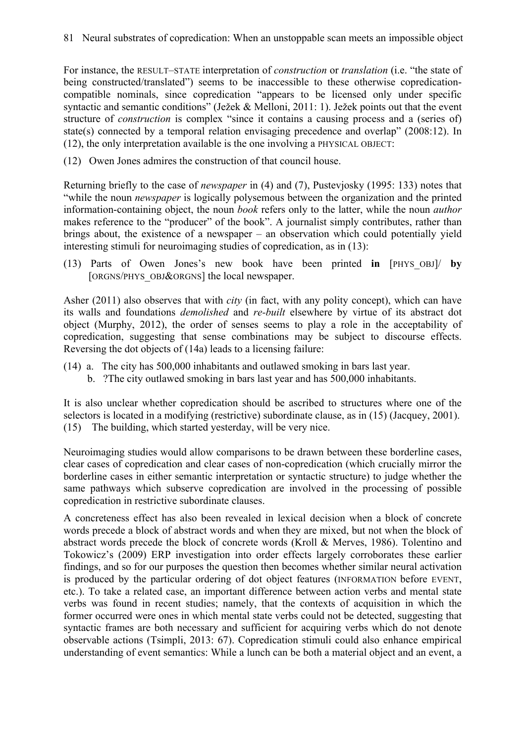For instance, the RESULT–STATE interpretation of *construction* or *translation* (i.e. "the state of being constructed/translated") seems to be inaccessible to these otherwise copredication-compatible nominals, since copredication "appears to be licensed only under specific syntactic and semantic conditions" (Ježek & Melloni, 2011: 1). Ježek points out that the event structure of *construction* is complex "since it contains a causing process and a (series of) state(s) connected by a temporal relation envisaging precedence and overlap" (2008:12). In (12), the only interpretation available is the one involving a PHYSICAL OBJECT:

(12) Owen Jones admires the construction of that council house.

Returning briefly to the case of *newspaper* in (4) and (7), Pustevjosky (1995: 133) notes that "while the noun *newspaper* is logically polysemous between the organization and the printed information-containing object, the noun *book* refers only to the latter, while the noun *author* makes reference to the "producer" of the book". A journalist simply contributes, rather than brings about, the existence of a newspaper – an observation which could potentially yield interesting stimuli for neuroimaging studies of copredication, as in (13):

(13) Parts of Owen Jones's new book have been printed **in** [PHYS_OBJ]/ **by** [ORGNS/PHYS_OBJ&ORGNS] the local newspaper.

Asher (2011) also observes that with *city* (in fact, with any polity concept), which can have its walls and foundations *demolished* and *re-built* elsewhere by virtue of its abstract dot object (Murphy, 2012), the order of senses seems to play a role in the acceptability of copredication, suggesting that sense combinations may be subject to discourse effects. Reversing the dot objects of (14a) leads to a licensing failure:

(14) a. The city has 500,000 inhabitants and outlawed smoking in bars last year.
b. ?The city outlawed smoking in bars last year and has 500,000 inhabitants.

It is also unclear whether copredication should be ascribed to structures where one of the selectors is located in a modifying (restrictive) subordinate clause, as in (15) (Jacquey, 2001).

(15) The building, which started yesterday, will be very nice.

Neuroimaging studies would allow comparisons to be drawn between these borderline cases, clear cases of copredication and clear cases of non-copredication (which crucially mirror the borderline cases in either semantic interpretation or syntactic structure) to judge whether the same pathways which subserve copredication are involved in the processing of possible copredication in restrictive subordinate clauses.

A concreteness effect has also been revealed in lexical decision when a block of concrete words precede a block of abstract words and when they are mixed, but not when the block of abstract words precede the block of concrete words (Kroll & Merves, 1986). Tolentino and Tokowicz's (2009) ERP investigation into order effects largely corroborates these earlier findings, and so for our purposes the question then becomes whether similar neural activation is produced by the particular ordering of dot object features (INFORMATION before EVENT, etc.). To take a related case, an important difference between action verbs and mental state verbs was found in recent studies; namely, that the contexts of acquisition in which the former occurred were ones in which mental state verbs could not be detected, suggesting that syntactic frames are both necessary and sufficient for acquiring verbs which do not denote observable actions (Tsimpli, 2013: 67). Copredication stimuli could also enhance empirical understanding of event semantics: While a lunch can be both a material object and an event, a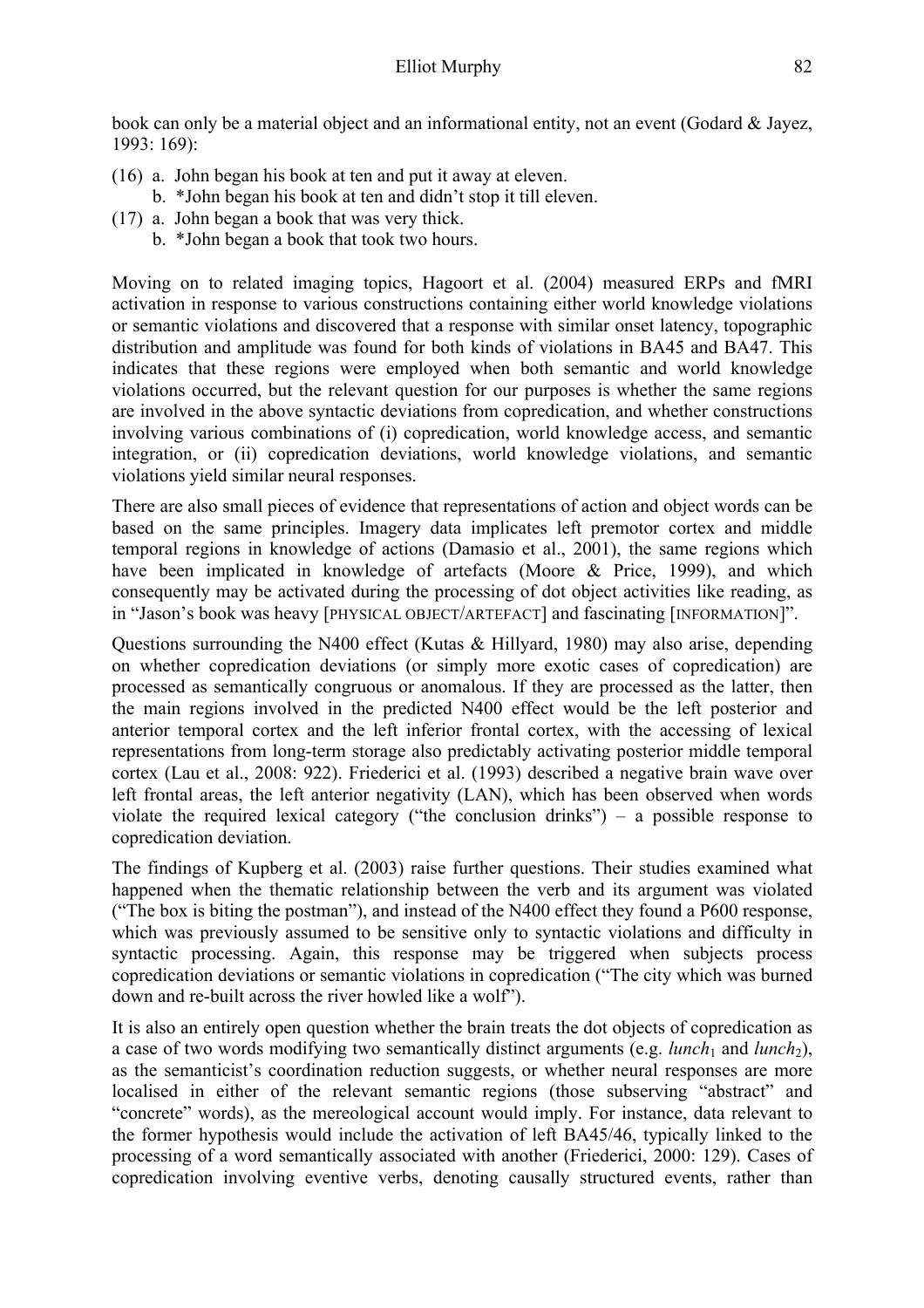book can only be a material object and an informational entity, not an event (Godard & Jayez, 1993: 169):

(16) a. John began his book at ten and put it away at eleven.
  b. *John began his book at ten and didn't stop it till eleven.

(17) a. John began a book that was very thick.
  b. *John began a book that took two hours.

Moving on to related imaging topics, Hagoort et al. (2004) measured ERPs and fMRI activation in response to various constructions containing either world knowledge violations or semantic violations and discovered that a response with similar onset latency, topographic distribution and amplitude was found for both kinds of violations in BA45 and BA47. This indicates that these regions were employed when both semantic and world knowledge violations occurred, but the relevant question for our purposes is whether the same regions are involved in the above syntactic deviations from copredication, and whether constructions involving various combinations of (i) copredication, world knowledge access, and semantic integration, or (ii) copredication deviations, world knowledge violations, and semantic violations yield similar neural responses.

There are also small pieces of evidence that representations of action and object words can be based on the same principles. Imagery data implicates left premotor cortex and middle temporal regions in knowledge of actions (Damasio et al., 2001), the same regions which have been implicated in knowledge of artefacts (Moore & Price, 1999), and which consequently may be activated during the processing of dot object activities like reading, as in "Jason's book was heavy [PHYSICAL OBJECT/ARTEFACT] and fascinating [INFORMATION]".

Questions surrounding the N400 effect (Kutas & Hillyard, 1980) may also arise, depending on whether copredication deviations (or simply more exotic cases of copredication) are processed as semantically congruous or anomalous. If they are processed as the latter, then the main regions involved in the predicted N400 effect would be the left posterior and anterior temporal cortex and the left inferior frontal cortex, with the accessing of lexical representations from long-term storage also predictably activating posterior middle temporal cortex (Lau et al., 2008: 922). Friederici et al. (1993) described a negative brain wave over left frontal areas, the left anterior negativity (LAN), which has been observed when words violate the required lexical category ("the conclusion drinks") – a possible response to copredication deviation.

The findings of Kupberg et al. (2003) raise further questions. Their studies examined what happened when the thematic relationship between the verb and its argument was violated ("The box is biting the postman"), and instead of the N400 effect they found a P600 response, which was previously assumed to be sensitive only to syntactic violations and difficulty in syntactic processing. Again, this response may be triggered when subjects process copredication deviations or semantic violations in copredication ("The city which was burned down and re-built across the river howled like a wolf").

It is also an entirely open question whether the brain treats the dot objects of copredication as a case of two words modifying two semantically distinct arguments (e.g. *lunch*$_1$ and *lunch*$_2$), as the semanticist's coordination reduction suggests, or whether neural responses are more localised in either of the relevant semantic regions (those subserving "abstract" and "concrete" words), as the mereological account would imply. For instance, data relevant to the former hypothesis would include the activation of left BA45/46, typically linked to the processing of a word semantically associated with another (Friederici, 2000: 129). Cases of copredication involving eventive verbs, denoting causally structured events, rather than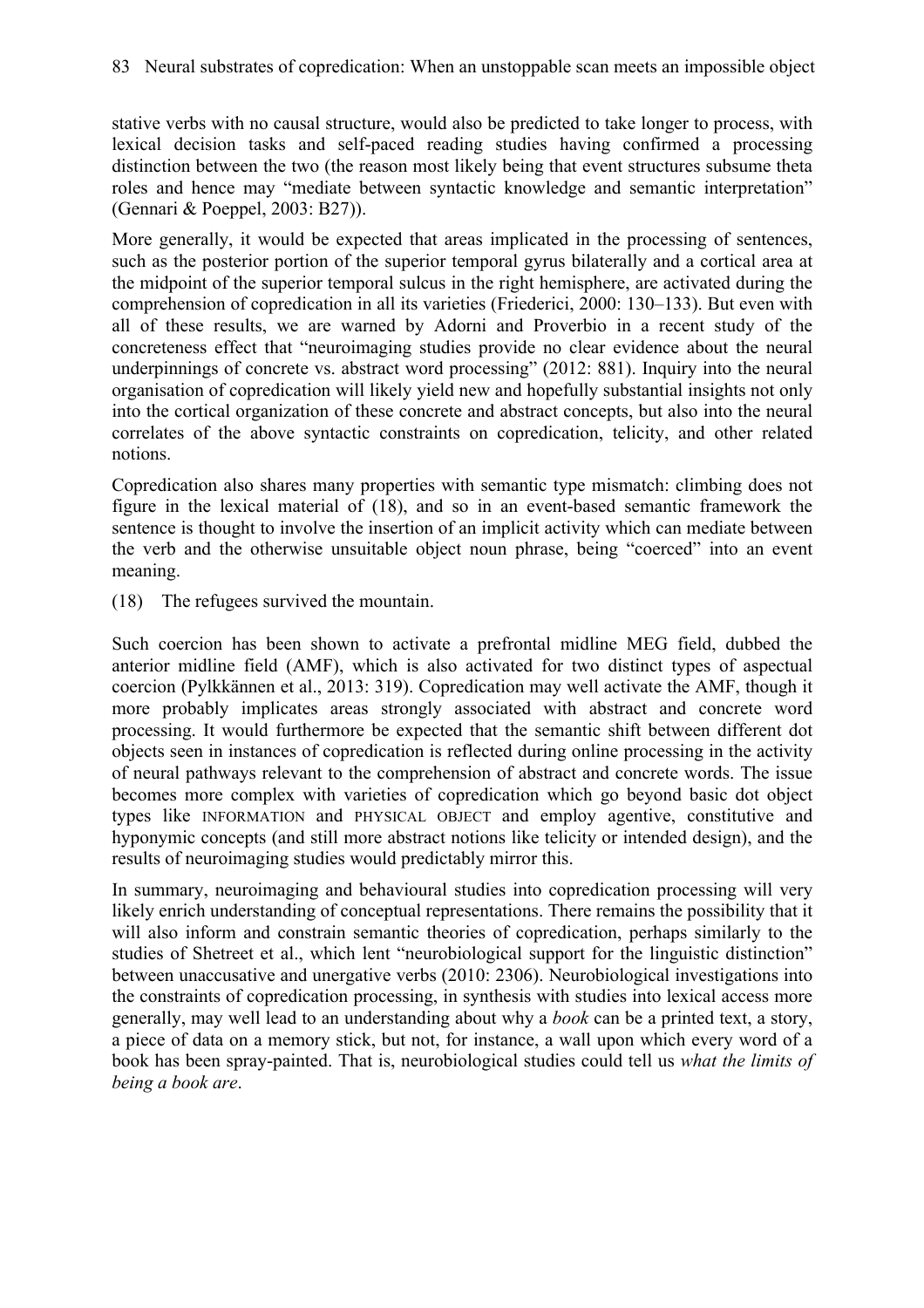stative verbs with no causal structure, would also be predicted to take longer to process, with lexical decision tasks and self-paced reading studies having confirmed a processing distinction between the two (the reason most likely being that event structures subsume theta roles and hence may "mediate between syntactic knowledge and semantic interpretation" (Gennari & Poeppel, 2003: B27)).

More generally, it would be expected that areas implicated in the processing of sentences, such as the posterior portion of the superior temporal gyrus bilaterally and a cortical area at the midpoint of the superior temporal sulcus in the right hemisphere, are activated during the comprehension of copredication in all its varieties (Friederici, 2000: 130–133). But even with all of these results, we are warned by Adorni and Proverbio in a recent study of the concreteness effect that "neuroimaging studies provide no clear evidence about the neural underpinnings of concrete vs. abstract word processing" (2012: 881). Inquiry into the neural organisation of copredication will likely yield new and hopefully substantial insights not only into the cortical organization of these concrete and abstract concepts, but also into the neural correlates of the above syntactic constraints on copredication, telicity, and other related notions.

Copredication also shares many properties with semantic type mismatch: climbing does not figure in the lexical material of (18), and so in an event-based semantic framework the sentence is thought to involve the insertion of an implicit activity which can mediate between the verb and the otherwise unsuitable object noun phrase, being "coerced" into an event meaning.

(18) The refugees survived the mountain.

Such coercion has been shown to activate a prefrontal midline MEG field, dubbed the anterior midline field (AMF), which is also activated for two distinct types of aspectual coercion (Pylkkännen et al., 2013: 319). Copredication may well activate the AMF, though it more probably implicates areas strongly associated with abstract and concrete word processing. It would furthermore be expected that the semantic shift between different dot objects seen in instances of copredication is reflected during online processing in the activity of neural pathways relevant to the comprehension of abstract and concrete words. The issue becomes more complex with varieties of copredication which go beyond basic dot object types like INFORMATION and PHYSICAL OBJECT and employ agentive, constitutive and hyponymic concepts (and still more abstract notions like telicity or intended design), and the results of neuroimaging studies would predictably mirror this.

In summary, neuroimaging and behavioural studies into copredication processing will very likely enrich understanding of conceptual representations. There remains the possibility that it will also inform and constrain semantic theories of copredication, perhaps similarly to the studies of Shetreet et al., which lent "neurobiological support for the linguistic distinction" between unaccusative and unergative verbs (2010: 2306). Neurobiological investigations into the constraints of copredication processing, in synthesis with studies into lexical access more generally, may well lead to an understanding about why a *book* can be a printed text, a story, a piece of data on a memory stick, but not, for instance, a wall upon which every word of a book has been spray-painted. That is, neurobiological studies could tell us *what the limits of being a book are*.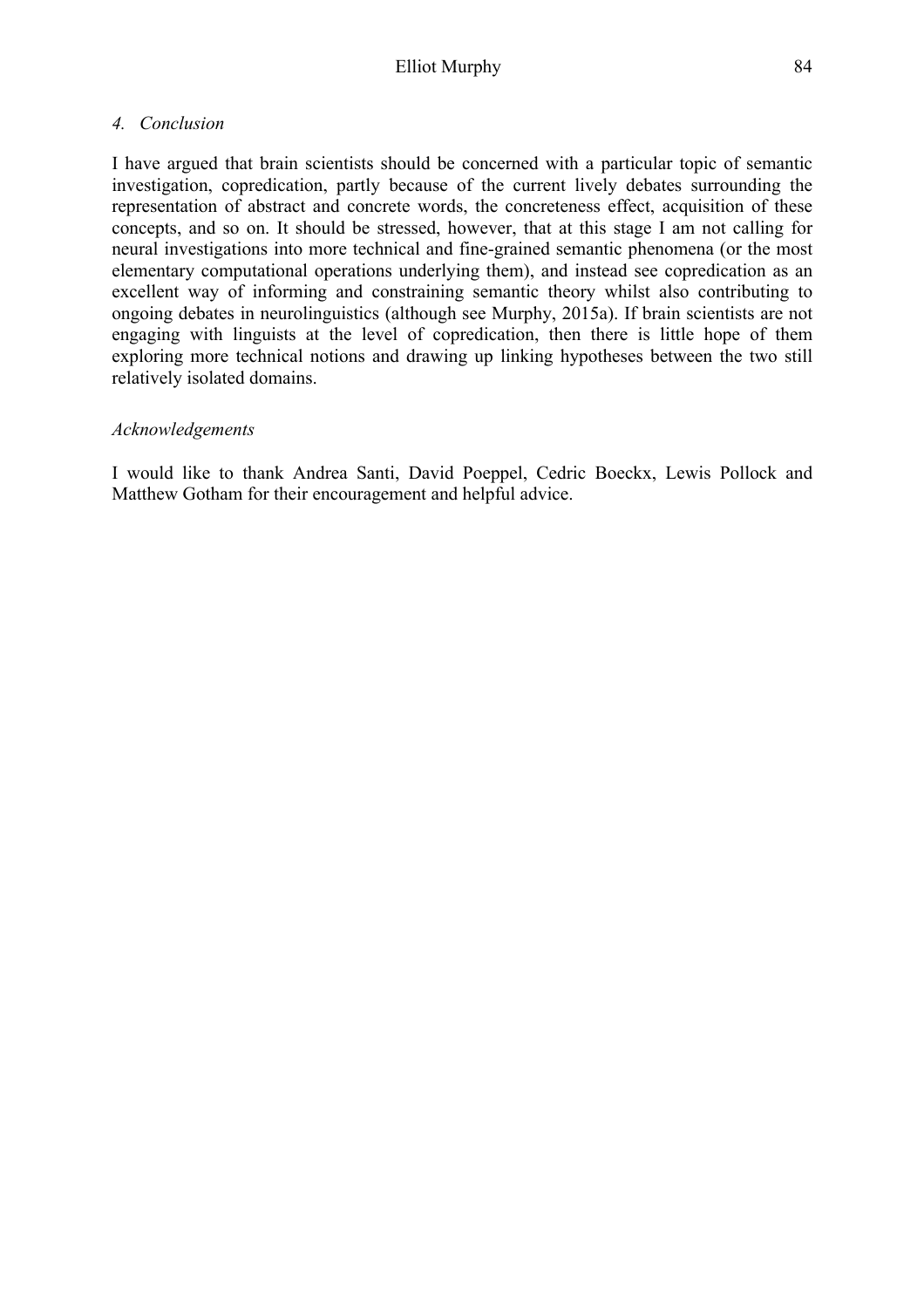## *4. Conclusion*

I have argued that brain scientists should be concerned with a particular topic of semantic investigation, copredication, partly because of the current lively debates surrounding the representation of abstract and concrete words, the concreteness effect, acquisition of these concepts, and so on. It should be stressed, however, that at this stage I am not calling for neural investigations into more technical and fine-grained semantic phenomena (or the most elementary computational operations underlying them), and instead see copredication as an excellent way of informing and constraining semantic theory whilst also contributing to ongoing debates in neurolinguistics (although see Murphy, 2015a). If brain scientists are not engaging with linguists at the level of copredication, then there is little hope of them exploring more technical notions and drawing up linking hypotheses between the two still relatively isolated domains.

## *Acknowledgements*

I would like to thank Andrea Santi, David Poeppel, Cedric Boeckx, Lewis Pollock and Matthew Gotham for their encouragement and helpful advice.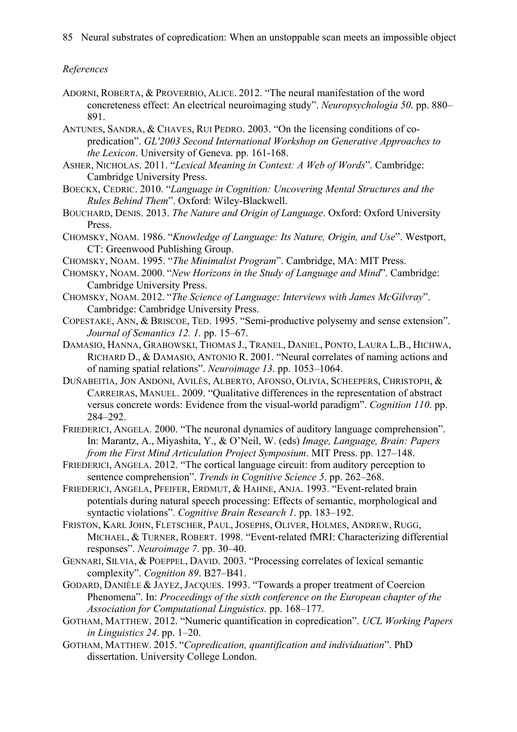*References*

ADORNI, ROBERTA, & PROVERBIO, ALICE. 2012. "The neural manifestation of the word concreteness effect: An electrical neuroimaging study". *Neuropsychologia 50*. pp. 880–891.

ANTUNES, SANDRA, & CHAVES, RUI PEDRO. 2003. "On the licensing conditions of co-predication". *GL'2003 Second International Workshop on Generative Approaches to the Lexicon*. University of Geneva. pp. 161-168.

ASHER, NICHOLAS. 2011. "*Lexical Meaning in Context: A Web of Words*". Cambridge: Cambridge University Press.

BOECKX, CEDRIC. 2010. "*Language in Cognition: Uncovering Mental Structures and the Rules Behind Them*". Oxford: Wiley-Blackwell.

BOUCHARD, DENIS. 2013. *The Nature and Origin of Language*. Oxford: Oxford University Press.

CHOMSKY, NOAM. 1986. "*Knowledge of Language: Its Nature, Origin, and Use*". Westport, CT: Greenwood Publishing Group.

CHOMSKY, NOAM. 1995. "*The Minimalist Program*". Cambridge, MA: MIT Press.

CHOMSKY, NOAM. 2000. "*New Horizons in the Study of Language and Mind*". Cambridge: Cambridge University Press.

CHOMSKY, NOAM. 2012. "*The Science of Language: Interviews with James McGilvray*". Cambridge: Cambridge University Press.

COPESTAKE, ANN, & BRISCOE, TED. 1995. "Semi-productive polysemy and sense extension". *Journal of Semantics 12. 1.* pp. 15–67.

DAMASIO, HANNA, GRABOWSKI, THOMAS J., TRANEL, DANIEL, PONTO, LAURA L.B., HICHWA, RICHARD D., & DAMASIO, ANTONIO R. 2001. "Neural correlates of naming actions and of naming spatial relations". *Neuroimage 13*. pp. 1053–1064.

DUÑABEITIA, JON ANDONI, AVILÉS, ALBERTO, AFONSO, OLIVIA, SCHEEPERS, CHRISTOPH, & CARREIRAS, MANUEL. 2009. "Qualitative differences in the representation of abstract versus concrete words: Evidence from the visual-world paradigm". *Cognition 110*. pp. 284–292.

FRIEDERICI, ANGELA. 2000. "The neuronal dynamics of auditory language comprehension". In: Marantz, A., Miyashita, Y., & O'Neil, W. (eds) *Image, Language, Brain: Papers from the First Mind Articulation Project Symposium*. MIT Press. pp. 127–148.

FRIEDERICI, ANGELA. 2012. "The cortical language circuit: from auditory perception to sentence comprehension". *Trends in Cognitive Science 5*. pp. 262–268.

FRIEDERICI, ANGELA, PFEIFER, ERDMUT, & HAHNE, ANJA. 1993. "Event-related brain potentials during natural speech processing: Effects of semantic, morphological and syntactic violations". *Cognitive Brain Research 1*. pp. 183–192.

FRISTON, KARL JOHN, FLETSCHER, PAUL, JOSEPHS, OLIVER, HOLMES, ANDREW, RUGG, MICHAEL, & TURNER, ROBERT. 1998. "Event-related fMRI: Characterizing differential responses". *Neuroimage 7*. pp. 30–40.

GENNARI, SILVIA, & POEPPEL, DAVID. 2003. "Processing correlates of lexical semantic complexity". *Cognition 89*. B27–B41.

GODARD, DANIÈLE & JAYEZ, JACQUES. 1993. "Towards a proper treatment of Coercion Phenomena". In: *Proceedings of the sixth conference on the European chapter of the Association for Computational Linguistics.* pp. 168–177.

GOTHAM, MATTHEW. 2012. "Numeric quantification in copredication". *UCL Working Papers in Linguistics 24*. pp. 1–20.

GOTHAM, MATTHEW. 2015. "*Copredication, quantification and individuation*". PhD dissertation. University College London.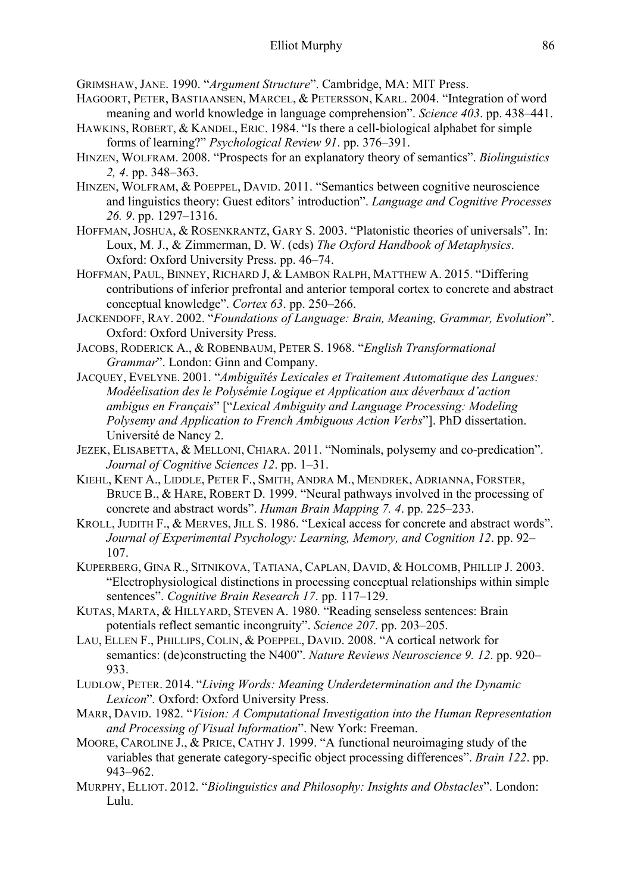GRIMSHAW, JANE. 1990. "*Argument Structure*". Cambridge, MA: MIT Press.

HAGOORT, PETER, BASTIAANSEN, MARCEL, & PETERSSON, KARL. 2004. "Integration of word meaning and world knowledge in language comprehension". *Science 403*. pp. 438–441.

HAWKINS, ROBERT, & KANDEL, ERIC. 1984. "Is there a cell-biological alphabet for simple forms of learning?" *Psychological Review 91*. pp. 376–391.

HINZEN, WOLFRAM. 2008. "Prospects for an explanatory theory of semantics". *Biolinguistics 2, 4*. pp. 348–363.

HINZEN, WOLFRAM, & POEPPEL, DAVID. 2011. "Semantics between cognitive neuroscience and linguistics theory: Guest editors' introduction". *Language and Cognitive Processes 26. 9*. pp. 1297–1316.

HOFFMAN, JOSHUA, & ROSENKRANTZ, GARY S. 2003. "Platonistic theories of universals". In: Loux, M. J., & Zimmerman, D. W. (eds) *The Oxford Handbook of Metaphysics*. Oxford: Oxford University Press. pp. 46–74.

HOFFMAN, PAUL, BINNEY, RICHARD J, & LAMBON RALPH, MATTHEW A. 2015. "Differing contributions of inferior prefrontal and anterior temporal cortex to concrete and abstract conceptual knowledge". *Cortex 63*. pp. 250–266.

JACKENDOFF, RAY. 2002. "*Foundations of Language: Brain, Meaning, Grammar, Evolution*". Oxford: Oxford University Press.

JACOBS, RODERICK A., & ROBENBAUM, PETER S. 1968. "*English Transformational Grammar*". London: Ginn and Company.

JACQUEY, EVELYNE. 2001. "*Ambiguïtés Lexicales et Traitement Automatique des Langues: Modéelisation des le Polysémie Logique et Application aux déverbaux d'action ambigus en Français*" ["*Lexical Ambiguity and Language Processing: Modeling Polysemy and Application to French Ambiguous Action Verbs*"]. PhD dissertation. Université de Nancy 2.

JEZEK, ELISABETTA, & MELLONI, CHIARA. 2011. "Nominals, polysemy and co-predication". *Journal of Cognitive Sciences 12*. pp. 1–31.

KIEHL, KENT A., LIDDLE, PETER F., SMITH, ANDRA M., MENDREK, ADRIANNA, FORSTER, BRUCE B., & HARE, ROBERT D. 1999. "Neural pathways involved in the processing of concrete and abstract words". *Human Brain Mapping 7. 4*. pp. 225–233.

KROLL, JUDITH F., & MERVES, JILL S. 1986. "Lexical access for concrete and abstract words". *Journal of Experimental Psychology: Learning, Memory, and Cognition 12*. pp. 92–107.

KUPERBERG, GINA R., SITNIKOVA, TATIANA, CAPLAN, DAVID, & HOLCOMB, PHILLIP J. 2003. "Electrophysiological distinctions in processing conceptual relationships within simple sentences". *Cognitive Brain Research 17*. pp. 117–129.

KUTAS, MARTA, & HILLYARD, STEVEN A. 1980. "Reading senseless sentences: Brain potentials reflect semantic incongruity". *Science 207*. pp. 203–205.

LAU, ELLEN F., PHILLIPS, COLIN, & POEPPEL, DAVID. 2008. "A cortical network for semantics: (de)constructing the N400". *Nature Reviews Neuroscience 9. 12*. pp. 920–933.

LUDLOW, PETER. 2014. "*Living Words: Meaning Underdetermination and the Dynamic Lexicon*"*.* Oxford: Oxford University Press.

MARR, DAVID. 1982. "*Vision: A Computational Investigation into the Human Representation and Processing of Visual Information*". New York: Freeman.

MOORE, CAROLINE J., & PRICE, CATHY J. 1999. "A functional neuroimaging study of the variables that generate category-specific object processing differences". *Brain 122*. pp. 943–962.

MURPHY, ELLIOT. 2012. "*Biolinguistics and Philosophy: Insights and Obstacles*". London: Lulu.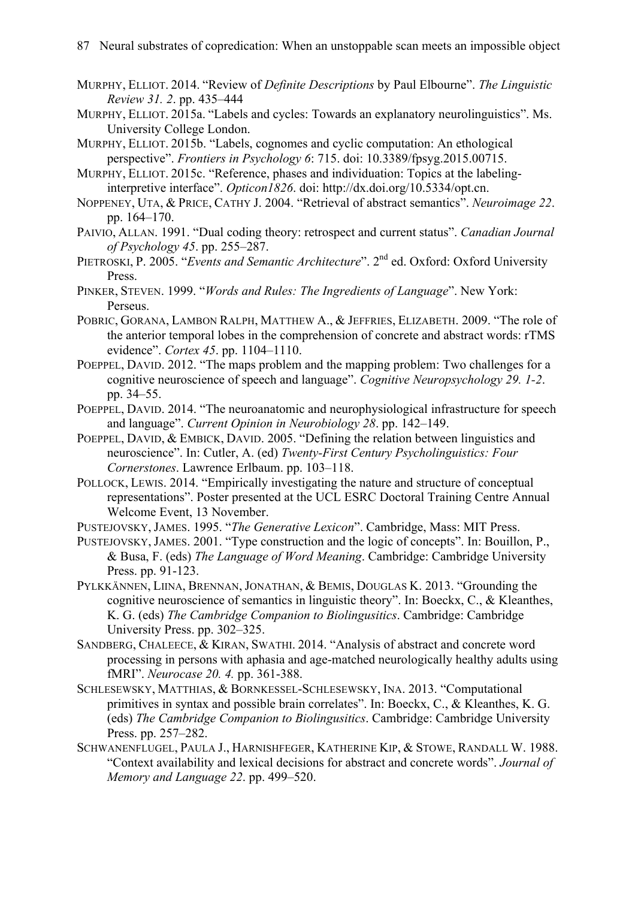MURPHY, ELLIOT. 2014. "Review of *Definite Descriptions* by Paul Elbourne". *The Linguistic Review 31. 2*. pp. 435–444

MURPHY, ELLIOT. 2015a. "Labels and cycles: Towards an explanatory neurolinguistics". Ms. University College London.

MURPHY, ELLIOT. 2015b. "Labels, cognomes and cyclic computation: An ethological perspective". *Frontiers in Psychology 6*: 715. doi: 10.3389/fpsyg.2015.00715.

MURPHY, ELLIOT. 2015c. "Reference, phases and individuation: Topics at the labeling-interpretive interface". *Opticon1826*. doi: http://dx.doi.org/10.5334/opt.cn.

NOPPENEY, UTA, & PRICE, CATHY J. 2004. "Retrieval of abstract semantics". *Neuroimage 22*. pp. 164–170.

PAIVIO, ALLAN. 1991. "Dual coding theory: retrospect and current status". *Canadian Journal of Psychology 45*. pp. 255–287.

PIETROSKI, P. 2005. "*Events and Semantic Architecture*". 2nd ed. Oxford: Oxford University Press.

PINKER, STEVEN. 1999. "*Words and Rules: The Ingredients of Language*". New York: Perseus.

POBRIC, GORANA, LAMBON RALPH, MATTHEW A., & JEFFRIES, ELIZABETH. 2009. "The role of the anterior temporal lobes in the comprehension of concrete and abstract words: rTMS evidence". *Cortex 45*. pp. 1104–1110.

POEPPEL, DAVID. 2012. "The maps problem and the mapping problem: Two challenges for a cognitive neuroscience of speech and language". *Cognitive Neuropsychology 29. 1-2*. pp. 34–55.

POEPPEL, DAVID. 2014. "The neuroanatomic and neurophysiological infrastructure for speech and language". *Current Opinion in Neurobiology 28*. pp. 142–149.

POEPPEL, DAVID, & EMBICK, DAVID. 2005. "Defining the relation between linguistics and neuroscience". In: Cutler, A. (ed) *Twenty-First Century Psycholinguistics: Four Cornerstones*. Lawrence Erlbaum. pp. 103–118.

POLLOCK, LEWIS. 2014. "Empirically investigating the nature and structure of conceptual representations". Poster presented at the UCL ESRC Doctoral Training Centre Annual Welcome Event, 13 November.

PUSTEJOVSKY, JAMES. 1995. "*The Generative Lexicon*". Cambridge, Mass: MIT Press.

PUSTEJOVSKY, JAMES. 2001. "Type construction and the logic of concepts". In: Bouillon, P., & Busa, F. (eds) *The Language of Word Meaning*. Cambridge: Cambridge University Press. pp. 91-123.

PYLKKÄNNEN, LIINA, BRENNAN, JONATHAN, & BEMIS, DOUGLAS K. 2013. "Grounding the cognitive neuroscience of semantics in linguistic theory". In: Boeckx, C., & Kleanthes, K. G. (eds) *The Cambridge Companion to Biolingusitics*. Cambridge: Cambridge University Press. pp. 302–325.

SANDBERG, CHALEECE, & KIRAN, SWATHI. 2014. "Analysis of abstract and concrete word processing in persons with aphasia and age-matched neurologically healthy adults using fMRI". *Neurocase 20. 4.* pp. 361-388.

SCHLESEWSKY, MATTHIAS, & BORNKESSEL-SCHLESEWSKY, INA. 2013. "Computational primitives in syntax and possible brain correlates". In: Boeckx, C., & Kleanthes, K. G. (eds) *The Cambridge Companion to Biolingusitics*. Cambridge: Cambridge University Press. pp. 257–282.

SCHWANENFLUGEL, PAULA J., HARNISHFEGER, KATHERINE KIP, & STOWE, RANDALL W. 1988. "Context availability and lexical decisions for abstract and concrete words". *Journal of Memory and Language 22*. pp. 499–520.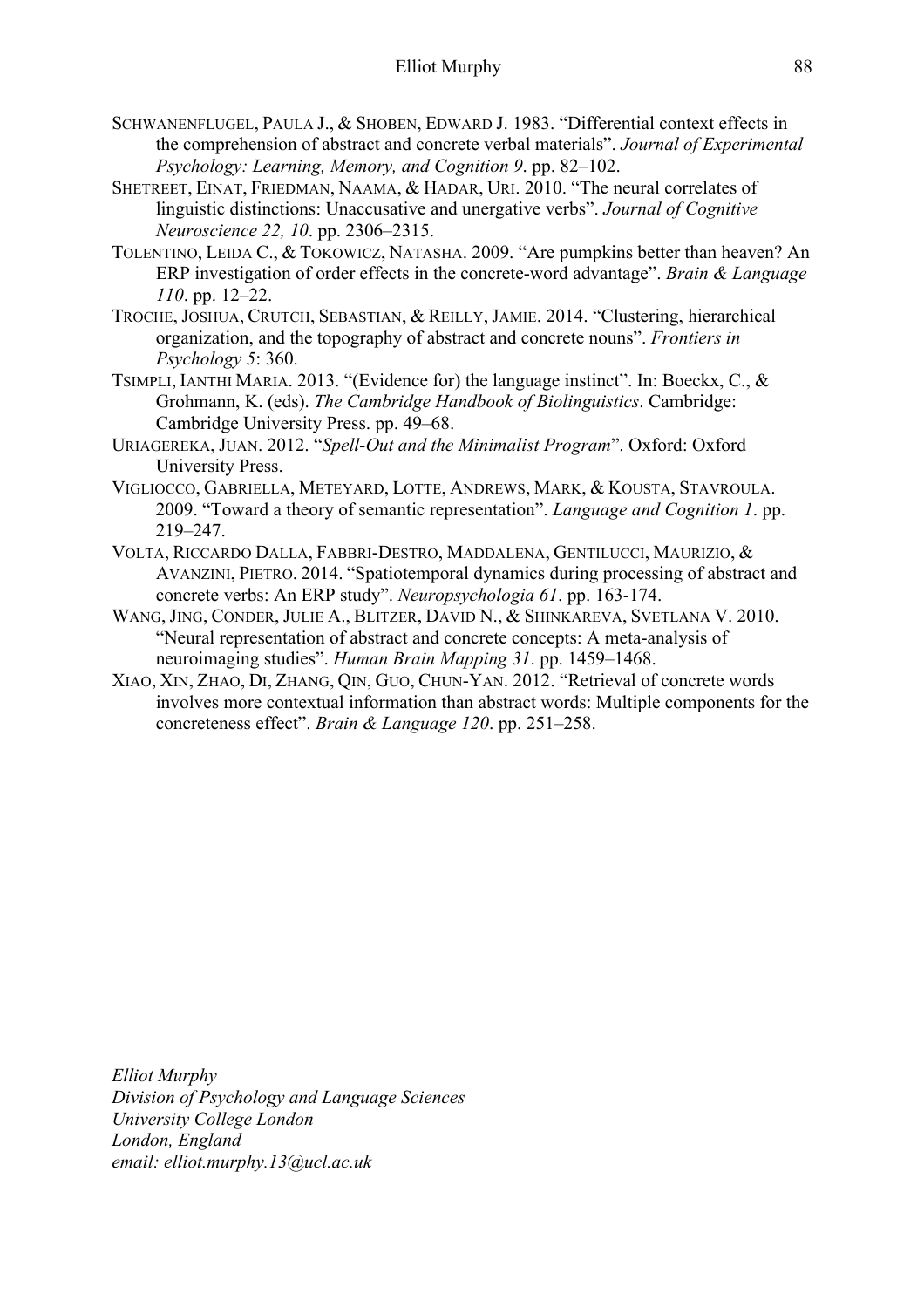SCHWANENFLUGEL, PAULA J., & SHOBEN, EDWARD J. 1983. "Differential context effects in the comprehension of abstract and concrete verbal materials". *Journal of Experimental Psychology: Learning, Memory, and Cognition 9*. pp. 82–102.

SHETREET, EINAT, FRIEDMAN, NAAMA, & HADAR, URI. 2010. "The neural correlates of linguistic distinctions: Unaccusative and unergative verbs". *Journal of Cognitive Neuroscience 22, 10*. pp. 2306–2315.

TOLENTINO, LEIDA C., & TOKOWICZ, NATASHA. 2009. "Are pumpkins better than heaven? An ERP investigation of order effects in the concrete-word advantage". *Brain & Language 110*. pp. 12–22.

TROCHE, JOSHUA, CRUTCH, SEBASTIAN, & REILLY, JAMIE. 2014. "Clustering, hierarchical organization, and the topography of abstract and concrete nouns". *Frontiers in Psychology 5*: 360.

TSIMPLI, IANTHI MARIA. 2013. "(Evidence for) the language instinct". In: Boeckx, C., & Grohmann, K. (eds). *The Cambridge Handbook of Biolinguistics*. Cambridge: Cambridge University Press. pp. 49–68.

URIAGEREKA, JUAN. 2012. "*Spell-Out and the Minimalist Program*". Oxford: Oxford University Press.

VIGLIOCCO, GABRIELLA, METEYARD, LOTTE, ANDREWS, MARK, & KOUSTA, STAVROULA. 2009. "Toward a theory of semantic representation". *Language and Cognition 1*. pp. 219–247.

VOLTA, RICCARDO DALLA, FABBRI-DESTRO, MADDALENA, GENTILUCCI, MAURIZIO, & AVANZINI, PIETRO. 2014. "Spatiotemporal dynamics during processing of abstract and concrete verbs: An ERP study". *Neuropsychologia 61*. pp. 163-174.

WANG, JING, CONDER, JULIE A., BLITZER, DAVID N., & SHINKAREVA, SVETLANA V. 2010. "Neural representation of abstract and concrete concepts: A meta-analysis of neuroimaging studies". *Human Brain Mapping 31*. pp. 1459–1468.

XIAO, XIN, ZHAO, DI, ZHANG, QIN, GUO, CHUN-YAN. 2012. "Retrieval of concrete words involves more contextual information than abstract words: Multiple components for the concreteness effect". *Brain & Language 120*. pp. 251–258.

*Elliot Murphy*
*Division of Psychology and Language Sciences*
*University College London*
*London, England*
*email: elliot.murphy.13@ucl.ac.uk*